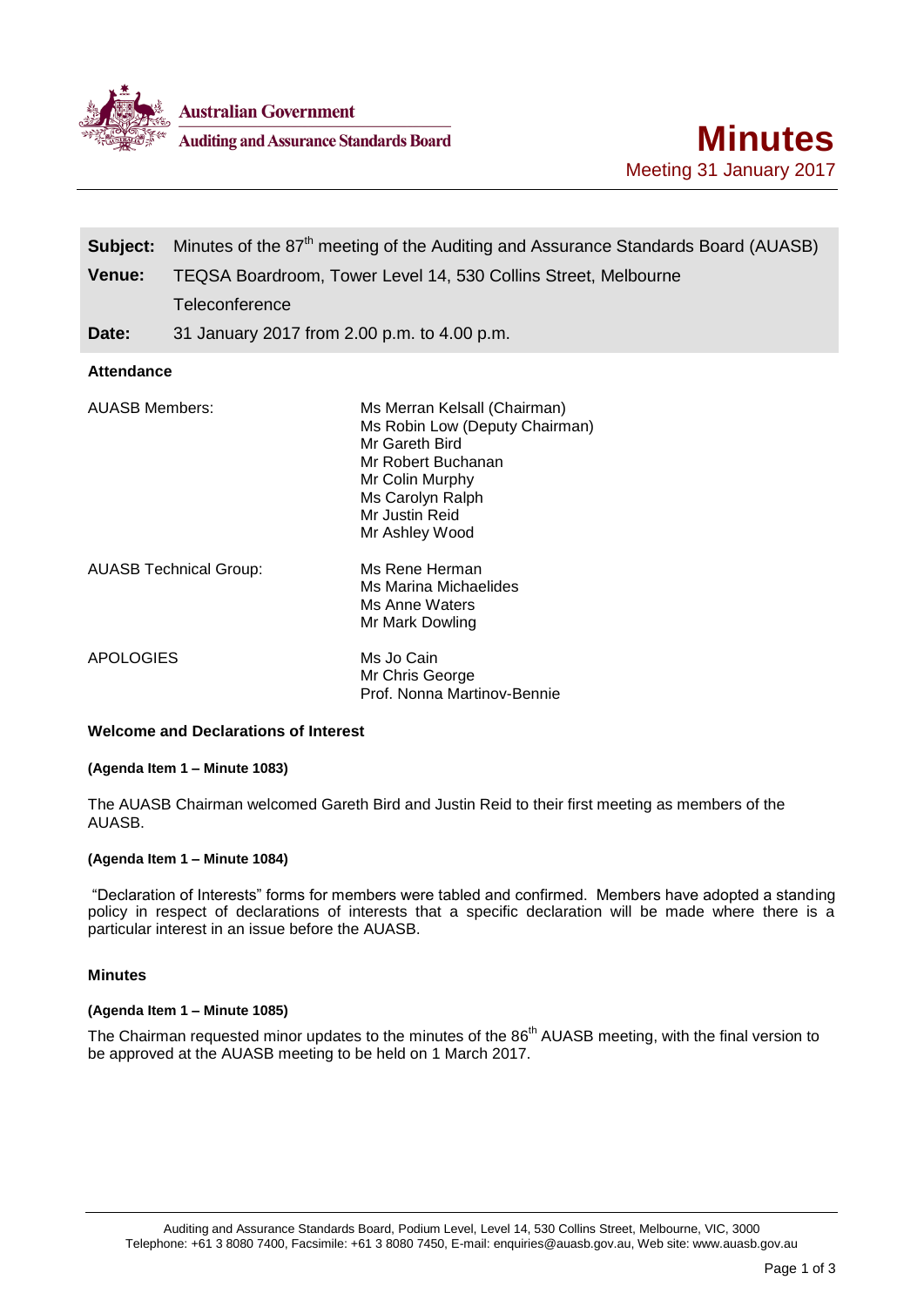Australian Government

Auditing and Assurance Standards Board

# Minutes

Meeting 31 January 2017

**Subject:** Minutes of the 87th meeting of the Auditing and Assurance Standards Board (AUASB)

**Venue:** TEQSA Boardroom, Tower Level 14, 530 Collins Street, Melbourne
Teleconference

**Date:** 31 January 2017 from 2.00 p.m. to 4.00 p.m.

## Attendance

| | |
|---|---|
| AUASB Members: | Ms Merran Kelsall (Chairman)<br>Ms Robin Low (Deputy Chairman)<br>Mr Gareth Bird<br>Mr Robert Buchanan<br>Mr Colin Murphy<br>Ms Carolyn Ralph<br>Mr Justin Reid<br>Mr Ashley Wood |
| AUASB Technical Group: | Ms Rene Herman<br>Ms Marina Michaelides<br>Ms Anne Waters<br>Mr Mark Dowling |
| APOLOGIES | Ms Jo Cain<br>Mr Chris George<br>Prof. Nonna Martinov-Bennie |

## Welcome and Declarations of Interest

**(Agenda Item 1 – Minute 1083)**

The AUASB Chairman welcomed Gareth Bird and Justin Reid to their first meeting as members of the AUASB.

**(Agenda Item 1 – Minute 1084)**

"Declaration of Interests" forms for members were tabled and confirmed. Members have adopted a standing policy in respect of declarations of interests that a specific declaration will be made where there is a particular interest in an issue before the AUASB.

## Minutes

**(Agenda Item 1 – Minute 1085)**

The Chairman requested minor updates to the minutes of the 86th AUASB meeting, with the final version to be approved at the AUASB meeting to be held on 1 March 2017.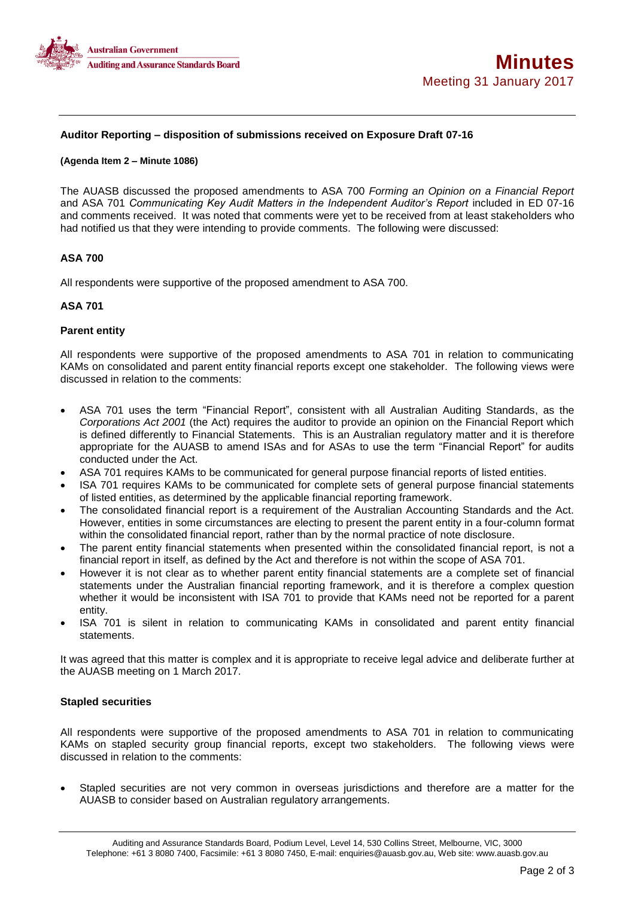### Auditor Reporting – disposition of submissions received on Exposure Draft 07-16

**(Agenda Item 2 – Minute 1086)**

The AUASB discussed the proposed amendments to ASA 700 *Forming an Opinion on a Financial Report* and ASA 701 *Communicating Key Audit Matters in the Independent Auditor's Report* included in ED 07-16 and comments received. It was noted that comments were yet to be received from at least stakeholders who had notified us that they were intending to provide comments. The following were discussed:

**ASA 700**

All respondents were supportive of the proposed amendment to ASA 700.

**ASA 701**

**Parent entity**

All respondents were supportive of the proposed amendments to ASA 701 in relation to communicating KAMs on consolidated and parent entity financial reports except one stakeholder. The following views were discussed in relation to the comments:

- ASA 701 uses the term "Financial Report", consistent with all Australian Auditing Standards, as the *Corporations Act 2001* (the Act) requires the auditor to provide an opinion on the Financial Report which is defined differently to Financial Statements. This is an Australian regulatory matter and it is therefore appropriate for the AUASB to amend ISAs and for ASAs to use the term "Financial Report" for audits conducted under the Act.
- ASA 701 requires KAMs to be communicated for general purpose financial reports of listed entities.
- ISA 701 requires KAMs to be communicated for complete sets of general purpose financial statements of listed entities, as determined by the applicable financial reporting framework.
- The consolidated financial report is a requirement of the Australian Accounting Standards and the Act. However, entities in some circumstances are electing to present the parent entity in a four-column format within the consolidated financial report, rather than by the normal practice of note disclosure.
- The parent entity financial statements when presented within the consolidated financial report, is not a financial report in itself, as defined by the Act and therefore is not within the scope of ASA 701.
- However it is not clear as to whether parent entity financial statements are a complete set of financial statements under the Australian financial reporting framework, and it is therefore a complex question whether it would be inconsistent with ISA 701 to provide that KAMs need not be reported for a parent entity.
- ISA 701 is silent in relation to communicating KAMs in consolidated and parent entity financial statements.

It was agreed that this matter is complex and it is appropriate to receive legal advice and deliberate further at the AUASB meeting on 1 March 2017.

**Stapled securities**

All respondents were supportive of the proposed amendments to ASA 701 in relation to communicating KAMs on stapled security group financial reports, except two stakeholders. The following views were discussed in relation to the comments:

- Stapled securities are not very common in overseas jurisdictions and therefore are a matter for the AUASB to consider based on Australian regulatory arrangements.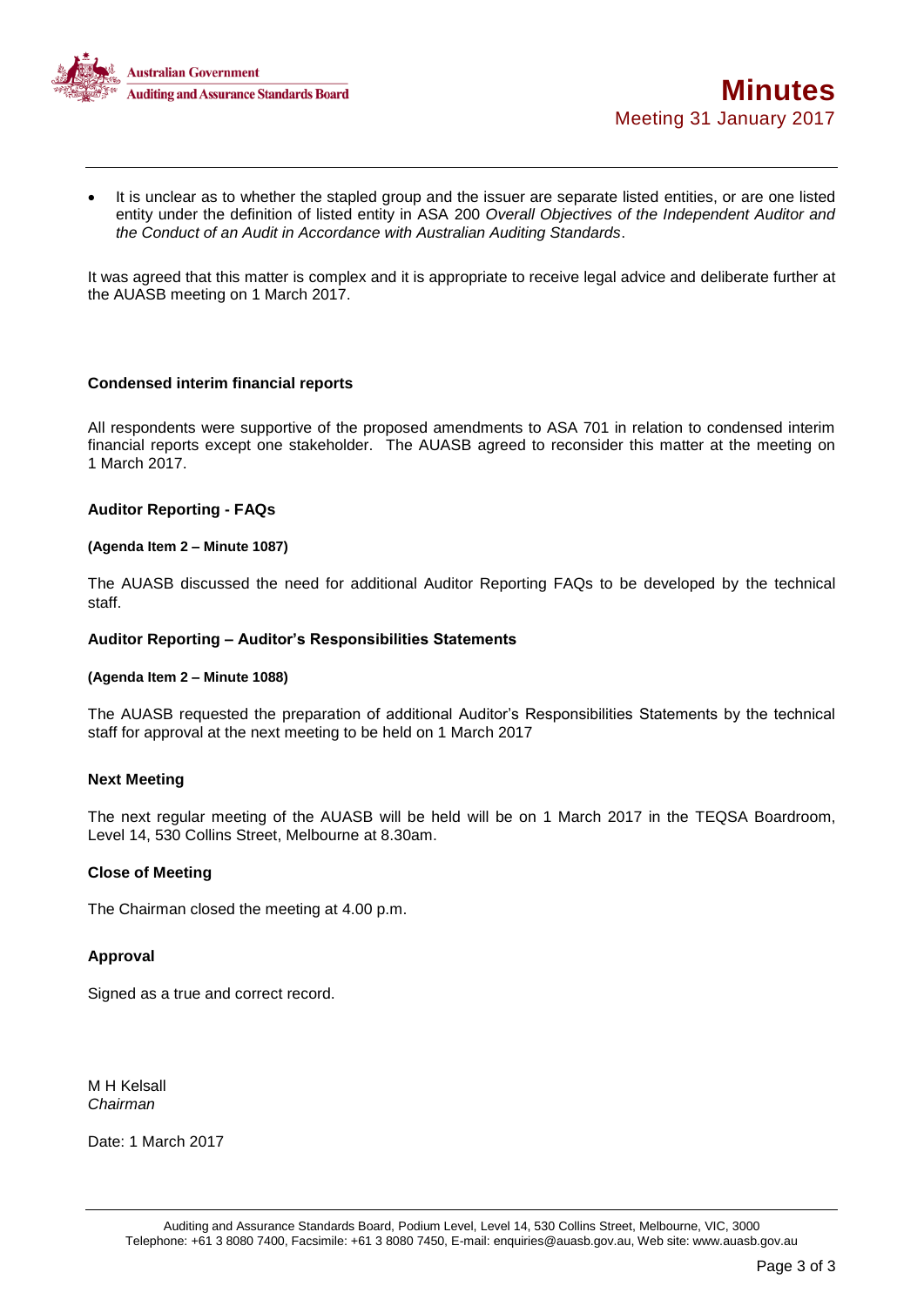- It is unclear as to whether the stapled group and the issuer are separate listed entities, or are one listed entity under the definition of listed entity in ASA 200 *Overall Objectives of the Independent Auditor and the Conduct of an Audit in Accordance with Australian Auditing Standards*.

It was agreed that this matter is complex and it is appropriate to receive legal advice and deliberate further at the AUASB meeting on 1 March 2017.

**Condensed interim financial reports**

All respondents were supportive of the proposed amendments to ASA 701 in relation to condensed interim financial reports except one stakeholder. The AUASB agreed to reconsider this matter at the meeting on 1 March 2017.

**Auditor Reporting - FAQs**

**(Agenda Item 2 – Minute 1087)**

The AUASB discussed the need for additional Auditor Reporting FAQs to be developed by the technical staff.

**Auditor Reporting – Auditor's Responsibilities Statements**

**(Agenda Item 2 – Minute 1088)**

The AUASB requested the preparation of additional Auditor's Responsibilities Statements by the technical staff for approval at the next meeting to be held on 1 March 2017

**Next Meeting**

The next regular meeting of the AUASB will be held will be on 1 March 2017 in the TEQSA Boardroom, Level 14, 530 Collins Street, Melbourne at 8.30am.

**Close of Meeting**

The Chairman closed the meeting at 4.00 p.m.

**Approval**

Signed as a true and correct record.

M H Kelsall
*Chairman*

Date: 1 March 2017